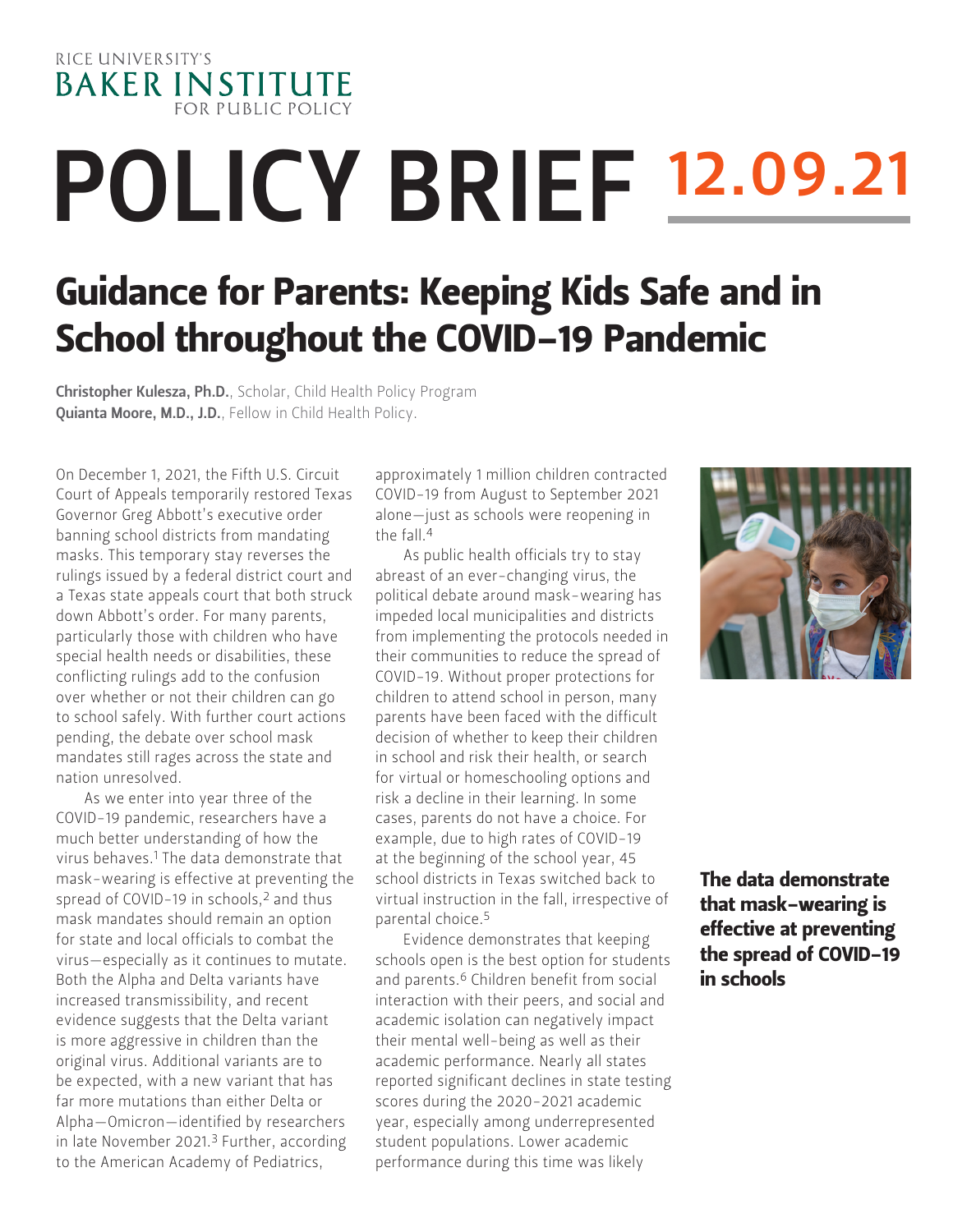RICE UNIVERSITY'S
BAKER INSTITUTE
FOR PUBLIC POLICY

# POLICY BRIEF 12.09.21

## Guidance for Parents: Keeping Kids Safe and in School throughout the COVID-19 Pandemic

**Christopher Kulesza, Ph.D.**, Scholar, Child Health Policy Program
**Quianta Moore, M.D., J.D.**, Fellow in Child Health Policy.

On December 1, 2021, the Fifth U.S. Circuit Court of Appeals temporarily restored Texas Governor Greg Abbott's executive order banning school districts from mandating masks. This temporary stay reverses the rulings issued by a federal district court and a Texas state appeals court that both struck down Abbott's order. For many parents, particularly those with children who have special health needs or disabilities, these conflicting rulings add to the confusion over whether or not their children can go to school safely. With further court actions pending, the debate over school mask mandates still rages across the state and nation unresolved.

As we enter into year three of the COVID-19 pandemic, researchers have a much better understanding of how the virus behaves.[1] The data demonstrate that mask-wearing is effective at preventing the spread of COVID-19 in schools,[2] and thus mask mandates should remain an option for state and local officials to combat the virus—especially as it continues to mutate. Both the Alpha and Delta variants have increased transmissibility, and recent evidence suggests that the Delta variant is more aggressive in children than the original virus. Additional variants are to be expected, with a new variant that has far more mutations than either Delta or Alpha—Omicron—identified by researchers in late November 2021.[3] Further, according to the American Academy of Pediatrics, approximately 1 million children contracted COVID-19 from August to September 2021 alone—just as schools were reopening in the fall.[4]

As public health officials try to stay abreast of an ever-changing virus, the political debate around mask-wearing has impeded local municipalities and districts from implementing the protocols needed in their communities to reduce the spread of COVID-19. Without proper protections for children to attend school in person, many parents have been faced with the difficult decision of whether to keep their children in school and risk their health, or search for virtual or homeschooling options and risk a decline in their learning. In some cases, parents do not have a choice. For example, due to high rates of COVID-19 at the beginning of the school year, 45 school districts in Texas switched back to virtual instruction in the fall, irrespective of parental choice.[5]

Evidence demonstrates that keeping schools open is the best option for students and parents.[6] Children benefit from social interaction with their peers, and social and academic isolation can negatively impact their mental well-being as well as their academic performance. Nearly all states reported significant declines in state testing scores during the 2020-2021 academic year, especially among underrepresented student populations. Lower academic performance during this time was likely

**The data demonstrate that mask-wearing is effective at preventing the spread of COVID-19 in schools**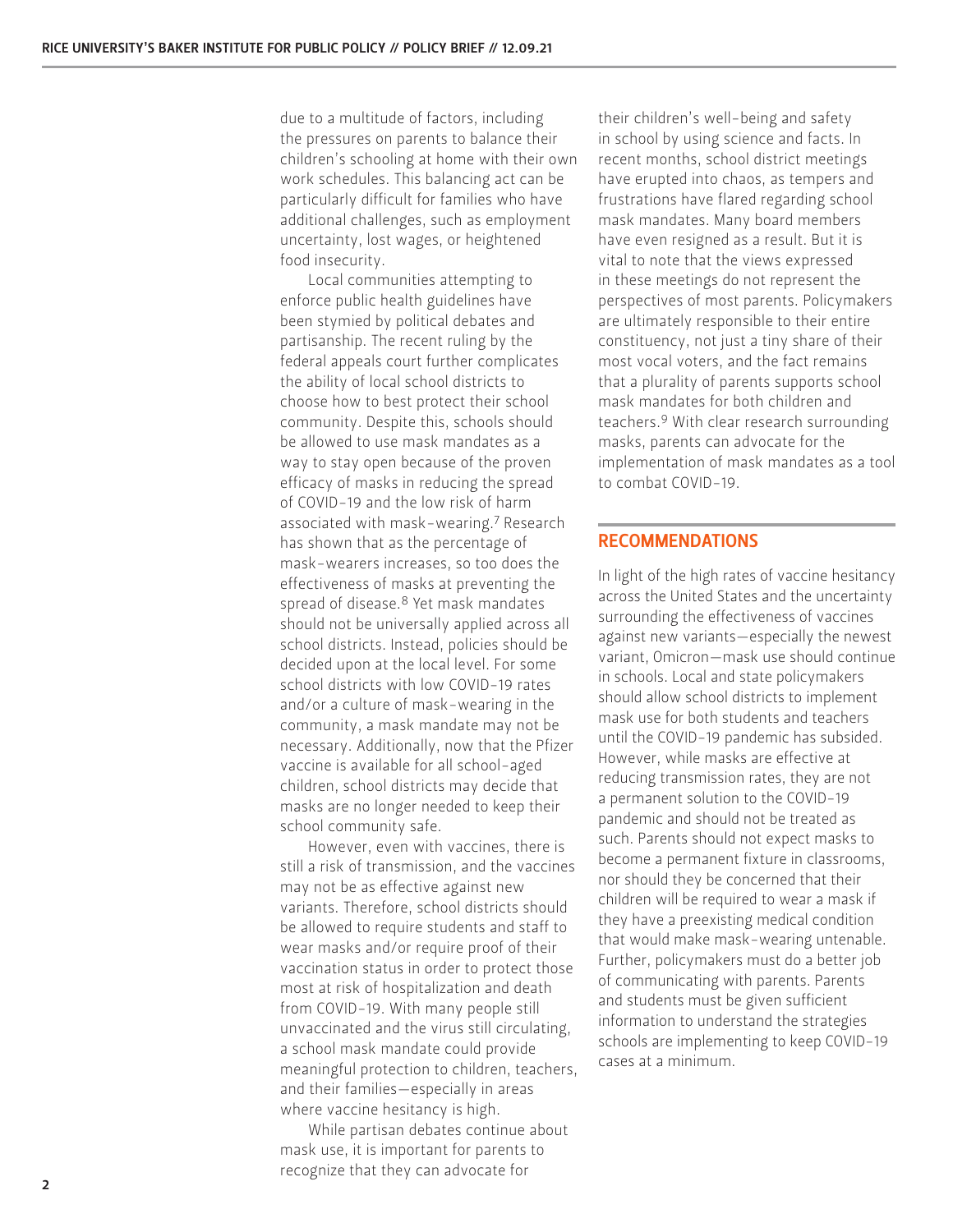due to a multitude of factors, including the pressures on parents to balance their children's schooling at home with their own work schedules. This balancing act can be particularly difficult for families who have additional challenges, such as employment uncertainty, lost wages, or heightened food insecurity.

Local communities attempting to enforce public health guidelines have been stymied by political debates and partisanship. The recent ruling by the federal appeals court further complicates the ability of local school districts to choose how to best protect their school community. Despite this, schools should be allowed to use mask mandates as a way to stay open because of the proven efficacy of masks in reducing the spread of COVID-19 and the low risk of harm associated with mask-wearing.[7] Research has shown that as the percentage of mask-wearers increases, so too does the effectiveness of masks at preventing the spread of disease.[8] Yet mask mandates should not be universally applied across all school districts. Instead, policies should be decided upon at the local level. For some school districts with low COVID-19 rates and/or a culture of mask-wearing in the community, a mask mandate may not be necessary. Additionally, now that the Pfizer vaccine is available for all school-aged children, school districts may decide that masks are no longer needed to keep their school community safe.

However, even with vaccines, there is still a risk of transmission, and the vaccines may not be as effective against new variants. Therefore, school districts should be allowed to require students and staff to wear masks and/or require proof of their vaccination status in order to protect those most at risk of hospitalization and death from COVID-19. With many people still unvaccinated and the virus still circulating, a school mask mandate could provide meaningful protection to children, teachers, and their families—especially in areas where vaccine hesitancy is high.

While partisan debates continue about mask use, it is important for parents to recognize that they can advocate for their children's well-being and safety in school by using science and facts. In recent months, school district meetings have erupted into chaos, as tempers and frustrations have flared regarding school mask mandates. Many board members have even resigned as a result. But it is vital to note that the views expressed in these meetings do not represent the perspectives of most parents. Policymakers are ultimately responsible to their entire constituency, not just a tiny share of their most vocal voters, and the fact remains that a plurality of parents supports school mask mandates for both children and teachers.[9] With clear research surrounding masks, parents can advocate for the implementation of mask mandates as a tool to combat COVID-19.

## RECOMMENDATIONS

In light of the high rates of vaccine hesitancy across the United States and the uncertainty surrounding the effectiveness of vaccines against new variants—especially the newest variant, Omicron—mask use should continue in schools. Local and state policymakers should allow school districts to implement mask use for both students and teachers until the COVID-19 pandemic has subsided. However, while masks are effective at reducing transmission rates, they are not a permanent solution to the COVID-19 pandemic and should not be treated as such. Parents should not expect masks to become a permanent fixture in classrooms, nor should they be concerned that their children will be required to wear a mask if they have a preexisting medical condition that would make mask-wearing untenable. Further, policymakers must do a better job of communicating with parents. Parents and students must be given sufficient information to understand the strategies schools are implementing to keep COVID-19 cases at a minimum.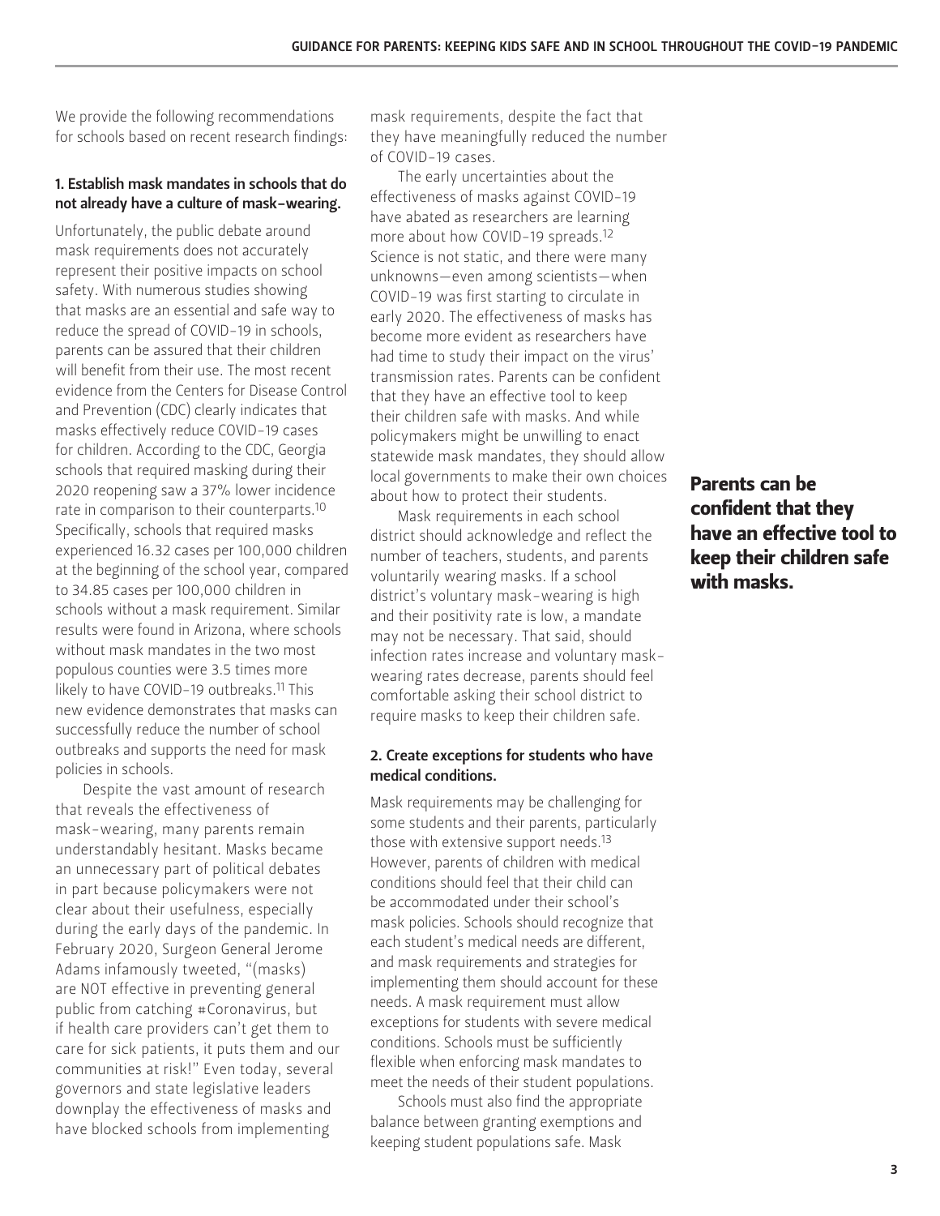We provide the following recommendations for schools based on recent research findings:

**1. Establish mask mandates in schools that do not already have a culture of mask-wearing.**

Unfortunately, the public debate around mask requirements does not accurately represent their positive impacts on school safety. With numerous studies showing that masks are an essential and safe way to reduce the spread of COVID-19 in schools, parents can be assured that their children will benefit from their use. The most recent evidence from the Centers for Disease Control and Prevention (CDC) clearly indicates that masks effectively reduce COVID-19 cases for children. According to the CDC, Georgia schools that required masking during their 2020 reopening saw a 37% lower incidence rate in comparison to their counterparts.[10] Specifically, schools that required masks experienced 16.32 cases per 100,000 children at the beginning of the school year, compared to 34.85 cases per 100,000 children in schools without a mask requirement. Similar results were found in Arizona, where schools without mask mandates in the two most populous counties were 3.5 times more likely to have COVID-19 outbreaks.[11] This new evidence demonstrates that masks can successfully reduce the number of school outbreaks and supports the need for mask policies in schools.

Despite the vast amount of research that reveals the effectiveness of mask-wearing, many parents remain understandably hesitant. Masks became an unnecessary part of political debates in part because policymakers were not clear about their usefulness, especially during the early days of the pandemic. In February 2020, Surgeon General Jerome Adams infamously tweeted, "(masks) are NOT effective in preventing general public from catching #Coronavirus, but if health care providers can't get them to care for sick patients, it puts them and our communities at risk!" Even today, several governors and state legislative leaders downplay the effectiveness of masks and have blocked schools from implementing mask requirements, despite the fact that they have meaningfully reduced the number of COVID-19 cases.

The early uncertainties about the effectiveness of masks against COVID-19 have abated as researchers are learning more about how COVID-19 spreads.[12] Science is not static, and there were many unknowns—even among scientists—when COVID-19 was first starting to circulate in early 2020. The effectiveness of masks has become more evident as researchers have had time to study their impact on the virus' transmission rates. Parents can be confident that they have an effective tool to keep their children safe with masks. And while policymakers might be unwilling to enact statewide mask mandates, they should allow local governments to make their own choices about how to protect their students.

Mask requirements in each school district should acknowledge and reflect the number of teachers, students, and parents voluntarily wearing masks. If a school district's voluntary mask-wearing is high and their positivity rate is low, a mandate may not be necessary. That said, should infection rates increase and voluntary mask-wearing rates decrease, parents should feel comfortable asking their school district to require masks to keep their children safe.

**Parents can be confident that they have an effective tool to keep their children safe with masks.**

**2. Create exceptions for students who have medical conditions.**

Mask requirements may be challenging for some students and their parents, particularly those with extensive support needs.[13] However, parents of children with medical conditions should feel that their child can be accommodated under their school's mask policies. Schools should recognize that each student's medical needs are different, and mask requirements and strategies for implementing them should account for these needs. A mask requirement must allow exceptions for students with severe medical conditions. Schools must be sufficiently flexible when enforcing mask mandates to meet the needs of their student populations.

Schools must also find the appropriate balance between granting exemptions and keeping student populations safe. Mask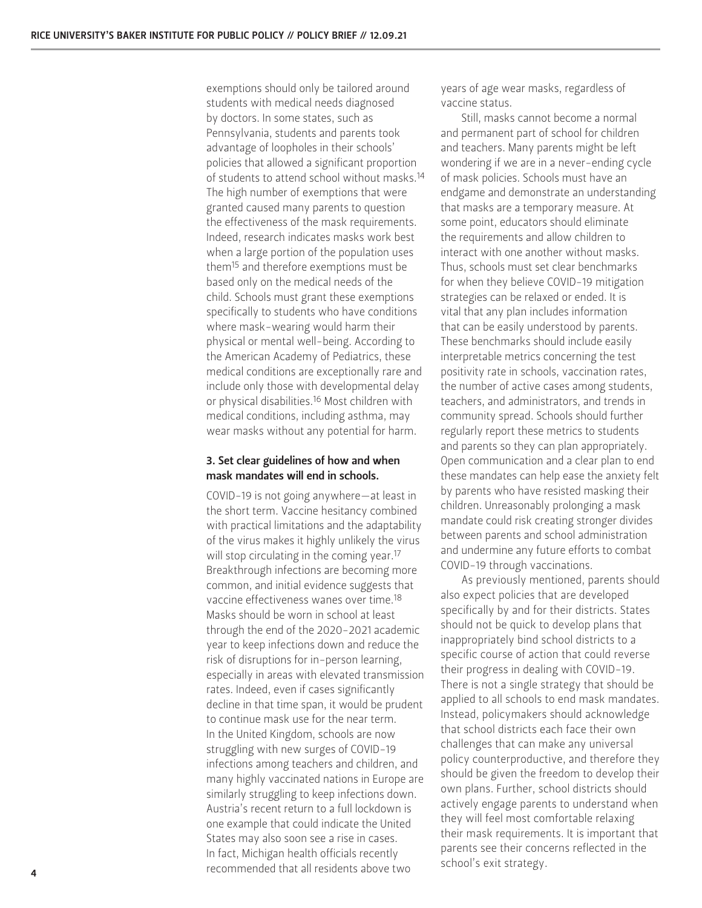exemptions should only be tailored around students with medical needs diagnosed by doctors. In some states, such as Pennsylvania, students and parents took advantage of loopholes in their schools' policies that allowed a significant proportion of students to attend school without masks.[14] The high number of exemptions that were granted caused many parents to question the effectiveness of the mask requirements. Indeed, research indicates masks work best when a large portion of the population uses them[15] and therefore exemptions must be based only on the medical needs of the child. Schools must grant these exemptions specifically to students who have conditions where mask-wearing would harm their physical or mental well-being. According to the American Academy of Pediatrics, these medical conditions are exceptionally rare and include only those with developmental delay or physical disabilities.[16] Most children with medical conditions, including asthma, may wear masks without any potential for harm.

**3. Set clear guidelines of how and when mask mandates will end in schools.**

COVID-19 is not going anywhere—at least in the short term. Vaccine hesitancy combined with practical limitations and the adaptability of the virus makes it highly unlikely the virus will stop circulating in the coming year.[17] Breakthrough infections are becoming more common, and initial evidence suggests that vaccine effectiveness wanes over time.[18] Masks should be worn in school at least through the end of the 2020-2021 academic year to keep infections down and reduce the risk of disruptions for in-person learning, especially in areas with elevated transmission rates. Indeed, even if cases significantly decline in that time span, it would be prudent to continue mask use for the near term. In the United Kingdom, schools are now struggling with new surges of COVID-19 infections among teachers and children, and many highly vaccinated nations in Europe are similarly struggling to keep infections down. Austria's recent return to a full lockdown is one example that could indicate the United States may also soon see a rise in cases. In fact, Michigan health officials recently recommended that all residents above two years of age wear masks, regardless of vaccine status.

Still, masks cannot become a normal and permanent part of school for children and teachers. Many parents might be left wondering if we are in a never-ending cycle of mask policies. Schools must have an endgame and demonstrate an understanding that masks are a temporary measure. At some point, educators should eliminate the requirements and allow children to interact with one another without masks. Thus, schools must set clear benchmarks for when they believe COVID-19 mitigation strategies can be relaxed or ended. It is vital that any plan includes information that can be easily understood by parents. These benchmarks should include easily interpretable metrics concerning the test positivity rate in schools, vaccination rates, the number of active cases among students, teachers, and administrators, and trends in community spread. Schools should further regularly report these metrics to students and parents so they can plan appropriately. Open communication and a clear plan to end these mandates can help ease the anxiety felt by parents who have resisted masking their children. Unreasonably prolonging a mask mandate could risk creating stronger divides between parents and school administration and undermine any future efforts to combat COVID-19 through vaccinations.

As previously mentioned, parents should also expect policies that are developed specifically by and for their districts. States should not be quick to develop plans that inappropriately bind school districts to a specific course of action that could reverse their progress in dealing with COVID-19. There is not a single strategy that should be applied to all schools to end mask mandates. Instead, policymakers should acknowledge that school districts each face their own challenges that can make any universal policy counterproductive, and therefore they should be given the freedom to develop their own plans. Further, school districts should actively engage parents to understand when they will feel most comfortable relaxing their mask requirements. It is important that parents see their concerns reflected in the school's exit strategy.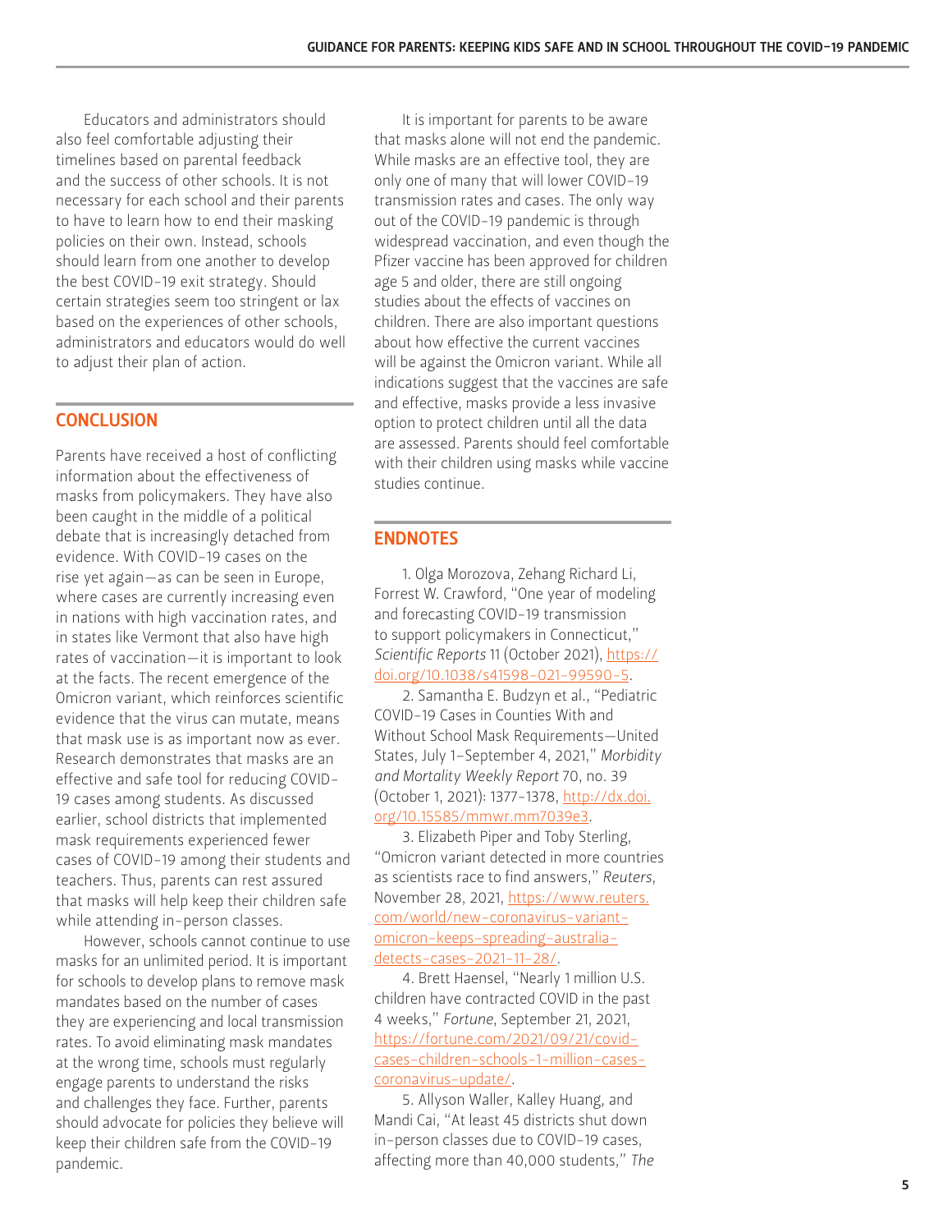Educators and administrators should also feel comfortable adjusting their timelines based on parental feedback and the success of other schools. It is not necessary for each school and their parents to have to learn how to end their masking policies on their own. Instead, schools should learn from one another to develop the best COVID-19 exit strategy. Should certain strategies seem too stringent or lax based on the experiences of other schools, administrators and educators would do well to adjust their plan of action.

## CONCLUSION

Parents have received a host of conflicting information about the effectiveness of masks from policymakers. They have also been caught in the middle of a political debate that is increasingly detached from evidence. With COVID-19 cases on the rise yet again—as can be seen in Europe, where cases are currently increasing even in nations with high vaccination rates, and in states like Vermont that also have high rates of vaccination—it is important to look at the facts. The recent emergence of the Omicron variant, which reinforces scientific evidence that the virus can mutate, means that mask use is as important now as ever. Research demonstrates that masks are an effective and safe tool for reducing COVID-19 cases among students. As discussed earlier, school districts that implemented mask requirements experienced fewer cases of COVID-19 among their students and teachers. Thus, parents can rest assured that masks will help keep their children safe while attending in-person classes.

However, schools cannot continue to use masks for an unlimited period. It is important for schools to develop plans to remove mask mandates based on the number of cases they are experiencing and local transmission rates. To avoid eliminating mask mandates at the wrong time, schools must regularly engage parents to understand the risks and challenges they face. Further, parents should advocate for policies they believe will keep their children safe from the COVID-19 pandemic.

It is important for parents to be aware that masks alone will not end the pandemic. While masks are an effective tool, they are only one of many that will lower COVID-19 transmission rates and cases. The only way out of the COVID-19 pandemic is through widespread vaccination, and even though the Pfizer vaccine has been approved for children age 5 and older, there are still ongoing studies about the effects of vaccines on children. There are also important questions about how effective the current vaccines will be against the Omicron variant. While all indications suggest that the vaccines are safe and effective, masks provide a less invasive option to protect children until all the data are assessed. Parents should feel comfortable with their children using masks while vaccine studies continue.

## ENDNOTES

1. Olga Morozova, Zehang Richard Li, Forrest W. Crawford, "One year of modeling and forecasting COVID-19 transmission to support policymakers in Connecticut," *Scientific Reports* 11 (October 2021), https://doi.org/10.1038/s41598-021-99590-5.

2. Samantha E. Budzyn et al., "Pediatric COVID-19 Cases in Counties With and Without School Mask Requirements—United States, July 1–September 4, 2021," *Morbidity and Mortality Weekly Report* 70, no. 39 (October 1, 2021): 1377–1378, http://dx.doi.org/10.15585/mmwr.mm7039e3.

3. Elizabeth Piper and Toby Sterling, "Omicron variant detected in more countries as scientists race to find answers," *Reuters*, November 28, 2021, https://www.reuters.com/world/new-coronavirus-variant-omicron-keeps-spreading-australia-detects-cases-2021-11-28/.

4. Brett Haensel, "Nearly 1 million U.S. children have contracted COVID in the past 4 weeks," *Fortune*, September 21, 2021, https://fortune.com/2021/09/21/covid-cases-children-schools-1-million-cases-coronavirus-update/.

5. Allyson Waller, Kalley Huang, and Mandi Cai, "At least 45 districts shut down in-person classes due to COVID-19 cases, affecting more than 40,000 students," *The*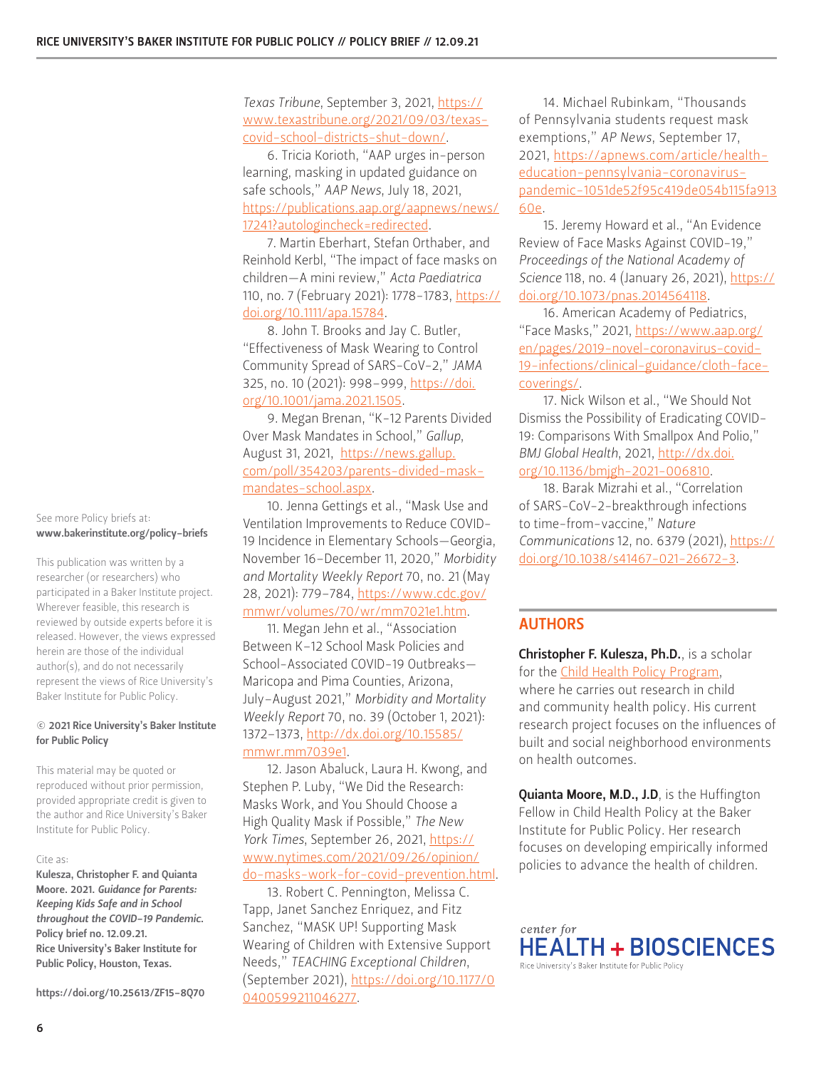*Texas Tribune*, September 3, 2021, https://www.texastribune.org/2021/09/03/texas-covid-school-districts-shut-down/.

6. Tricia Korioth, "AAP urges in-person learning, masking in updated guidance on safe schools," *AAP News*, July 18, 2021, https://publications.aap.org/aapnews/news/17241?autologincheck=redirected.

7. Martin Eberhart, Stefan Orthaber, and Reinhold Kerbl, "The impact of face masks on children—A mini review," *Acta Paediatrica* 110, no. 7 (February 2021): 1778-1783, https://doi.org/10.1111/apa.15784.

8. John T. Brooks and Jay C. Butler, "Effectiveness of Mask Wearing to Control Community Spread of SARS-CoV-2," *JAMA* 325, no. 10 (2021): 998–999, https://doi.org/10.1001/jama.2021.1505.

9. Megan Brenan, "K-12 Parents Divided Over Mask Mandates in School," *Gallup*, August 31, 2021, https://news.gallup.com/poll/354203/parents-divided-mask-mandates-school.aspx.

10. Jenna Gettings et al., "Mask Use and Ventilation Improvements to Reduce COVID-19 Incidence in Elementary Schools—Georgia, November 16–December 11, 2020," *Morbidity and Mortality Weekly Report* 70, no. 21 (May 28, 2021): 779–784, https://www.cdc.gov/mmwr/volumes/70/wr/mm7021e1.htm.

11. Megan Jehn et al., "Association Between K–12 School Mask Policies and School-Associated COVID-19 Outbreaks—Maricopa and Pima Counties, Arizona, July–August 2021," *Morbidity and Mortality Weekly Report* 70, no. 39 (October 1, 2021): 1372–1373, http://dx.doi.org/10.15585/mmwr.mm7039e1.

12. Jason Abaluck, Laura H. Kwong, and Stephen P. Luby, "We Did the Research: Masks Work, and You Should Choose a High Quality Mask if Possible," *The New York Times*, September 26, 2021, https://www.nytimes.com/2021/09/26/opinion/do-masks-work-for-covid-prevention.html.

13. Robert C. Pennington, Melissa C. Tapp, Janet Sanchez Enriquez, and Fitz Sanchez, "MASK UP! Supporting Mask Wearing of Children with Extensive Support Needs," *TEACHING Exceptional Children*, (September 2021), https://doi.org/10.1177/00400599211046277.

14. Michael Rubinkam, "Thousands of Pennsylvania students request mask exemptions," *AP News*, September 17, 2021, https://apnews.com/article/health-education-pennsylvania-coronavirus-pandemic-1051de52f95c419de054b115fa91360e.

15. Jeremy Howard et al., "An Evidence Review of Face Masks Against COVID-19," *Proceedings of the National Academy of Science* 118, no. 4 (January 26, 2021), https://doi.org/10.1073/pnas.2014564118.

16. American Academy of Pediatrics, "Face Masks," 2021, https://www.aap.org/en/pages/2019-novel-coronavirus-covid-19-infections/clinical-guidance/cloth-face-coverings/.

17. Nick Wilson et al., "We Should Not Dismiss the Possibility of Eradicating COVID-19: Comparisons With Smallpox And Polio," *BMJ Global Health*, 2021, http://dx.doi.org/10.1136/bmjgh-2021-006810.

18. Barak Mizrahi et al., "Correlation of SARS-CoV-2-breakthrough infections to time-from-vaccine," *Nature Communications* 12, no. 6379 (2021), https://doi.org/10.1038/s41467-021-26672-3.

## AUTHORS

**Christopher F. Kulesza, Ph.D.**, is a scholar for the Child Health Policy Program, where he carries out research in child and community health policy. His current research project focuses on the influences of built and social neighborhood environments on health outcomes.

**Quianta Moore, M.D., J.D**, is the Huffington Fellow in Child Health Policy at the Baker Institute for Public Policy. Her research focuses on developing empirically informed policies to advance the health of children.

center for
HEALTH + BIOSCIENCES
Rice University's Baker Institute for Public Policy

See more Policy briefs at:
**www.bakerinstitute.org/policy-briefs**

This publication was written by a researcher (or researchers) who participated in a Baker Institute project. Wherever feasible, this research is reviewed by outside experts before it is released. However, the views expressed herein are those of the individual author(s), and do not necessarily represent the views of Rice University's Baker Institute for Public Policy.

**© 2021 Rice University's Baker Institute for Public Policy**

This material may be quoted or reproduced without prior permission, provided appropriate credit is given to the author and Rice University's Baker Institute for Public Policy.

Cite as:
**Kulesza, Christopher F. and Quianta Moore. 2021. *Guidance for Parents: Keeping Kids Safe and in School throughout the COVID-19 Pandemic.* Policy brief no. 12.09.21. Rice University's Baker Institute for Public Policy, Houston, Texas.**

**https://doi.org/10.25613/ZF15-8Q70**